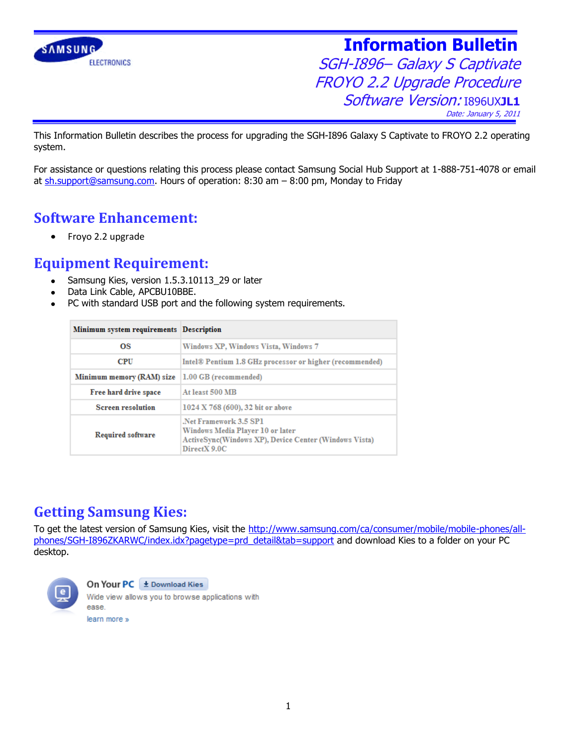# Information Bulletin

## *SGH-I896– Galaxy S Captivate*
## *FROYO 2.2 Upgrade Procedure*
## *Software Version:* I896UX**JL1**

*Date: January 5, 2011*

This Information Bulletin describes the process for upgrading the SGH-I896 Galaxy S Captivate to FROYO 2.2 operating system.

For assistance or questions relating this process please contact Samsung Social Hub Support at 1-888-751-4078 or email at sh.support@samsung.com. Hours of operation: 8:30 am – 8:00 pm, Monday to Friday

## Software Enhancement:

- Froyo 2.2 upgrade

## Equipment Requirement:

- Samsung Kies, version 1.5.3.10113_29 or later
- Data Link Cable, APCBU10BBE.
- PC with standard USB port and the following system requirements.

| Minimum system requirements | Description |
|---|---|
| OS | Windows XP, Windows Vista, Windows 7 |
| CPU | Intel® Pentium 1.8 GHz processor or higher (recommended) |
| Minimum memory (RAM) size | 1.00 GB (recommended) |
| Free hard drive space | At least 500 MB |
| Screen resolution | 1024 X 768 (600), 32 bit or above |
| Required software | .Net Framework 3.5 SP1<br>Windows Media Player 10 or later<br>ActiveSync(Windows XP), Device Center (Windows Vista)<br>DirectX 9.0C |

## Getting Samsung Kies:

To get the latest version of Samsung Kies, visit the http://www.samsung.com/ca/consumer/mobile/mobile-phones/all-phones/SGH-I896ZKARWC/index.idx?pagetype=prd_detail&tab=support and download Kies to a folder on your PC desktop.

On Your PC | Download Kies

Wide view allows you to browse applications with ease.

learn more »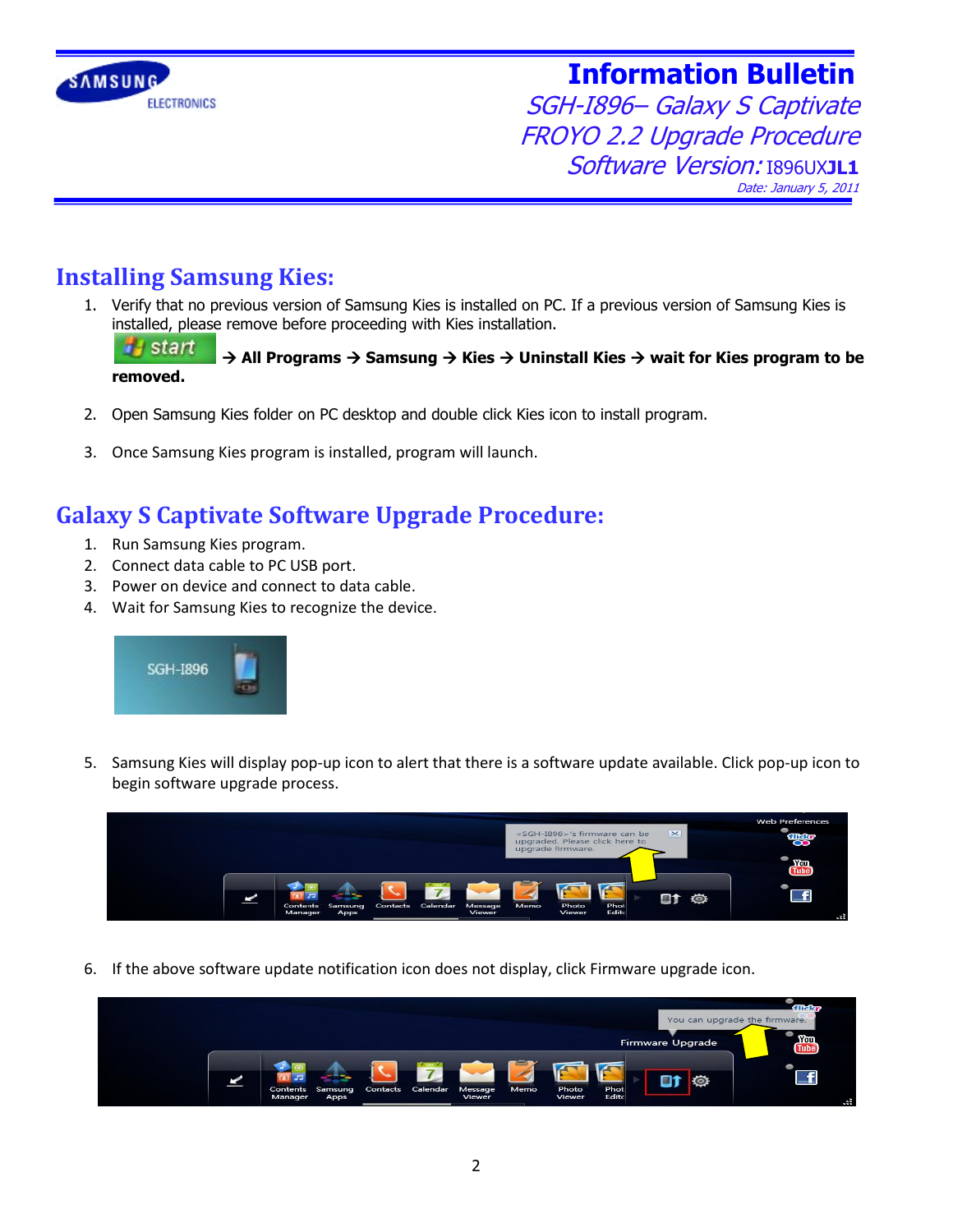# Information Bulletin

*SGH-I896– Galaxy S Captivate*
*FROYO 2.2 Upgrade Procedure*
*Software Version:* I896UX**JL1**
*Date: January 5, 2011*

## Installing Samsung Kies:

1. Verify that no previous version of Samsung Kies is installed on PC. If a previous version of Samsung Kies is installed, please remove before proceeding with Kies installation.
   **start → All Programs → Samsung → Kies → Uninstall Kies → wait for Kies program to be removed.**

2. Open Samsung Kies folder on PC desktop and double click Kies icon to install program.

3. Once Samsung Kies program is installed, program will launch.

## Galaxy S Captivate Software Upgrade Procedure:

1. Run Samsung Kies program.
2. Connect data cable to PC USB port.
3. Power on device and connect to data cable.
4. Wait for Samsung Kies to recognize the device.

5. Samsung Kies will display pop-up icon to alert that there is a software update available. Click pop-up icon to begin software upgrade process.

6. If the above software update notification icon does not display, click Firmware upgrade icon.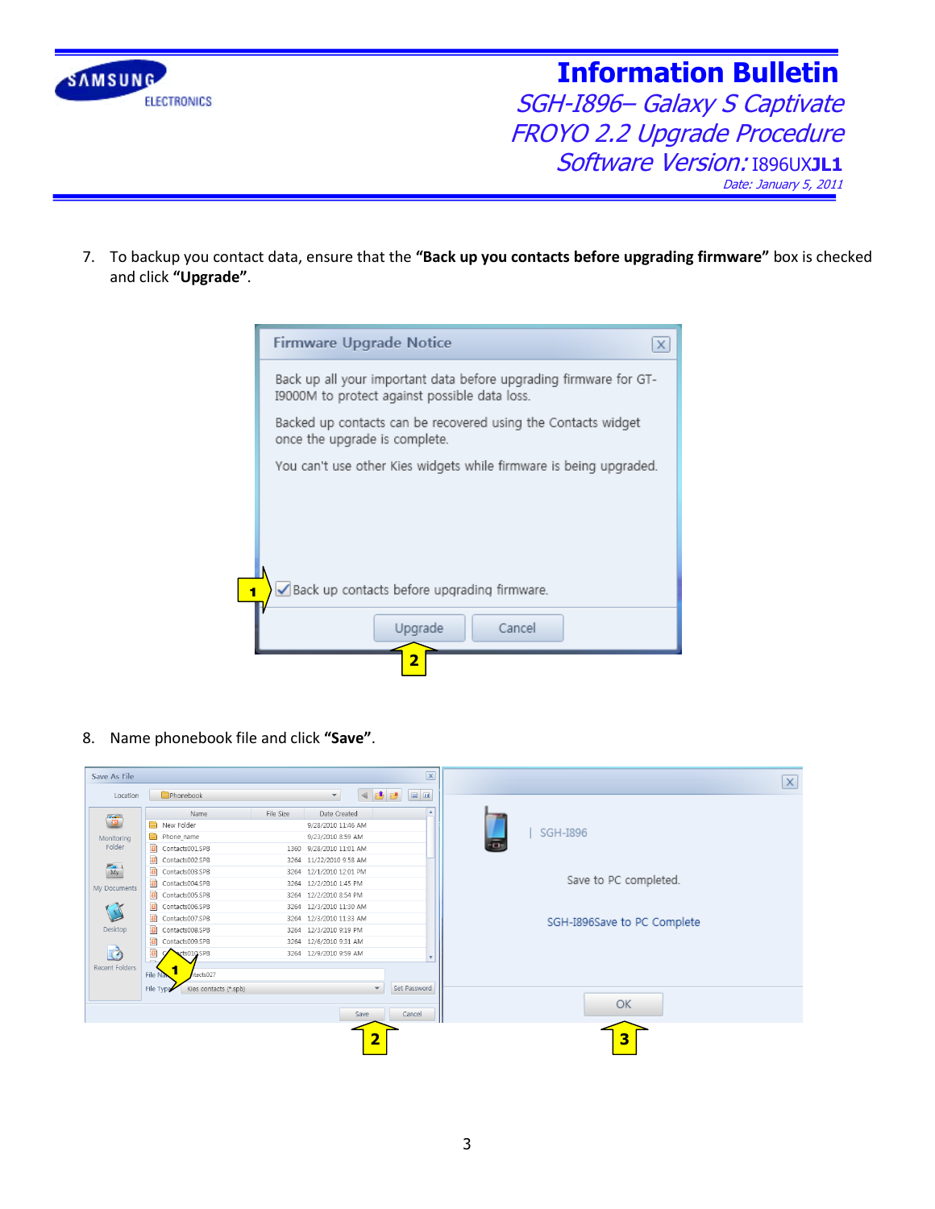7. To backup you contact data, ensure that the **"Back up you contacts before upgrading firmware"** box is checked and click **"Upgrade"**.

8. Name phonebook file and click **"Save"**.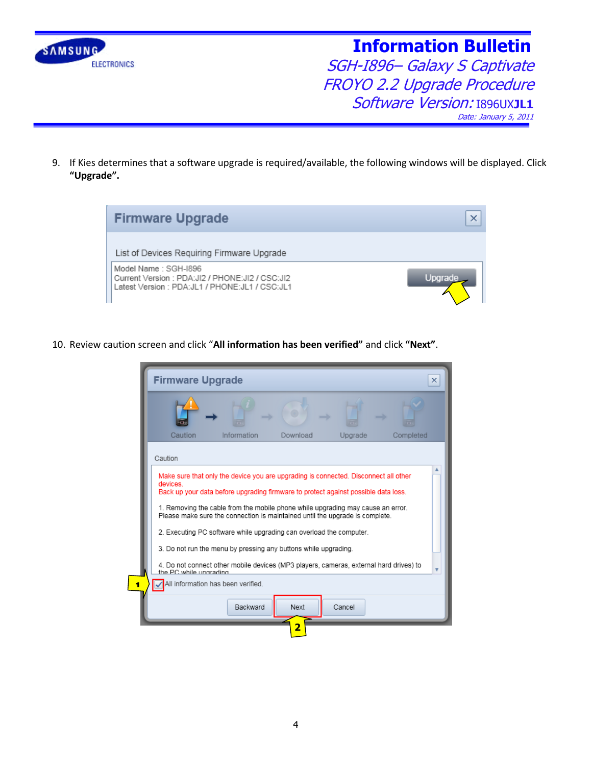9. If Kies determines that a software upgrade is required/available, the following windows will be displayed. Click **"Upgrade".**

10. Review caution screen and click "**All information has been verified"** and click **"Next"**.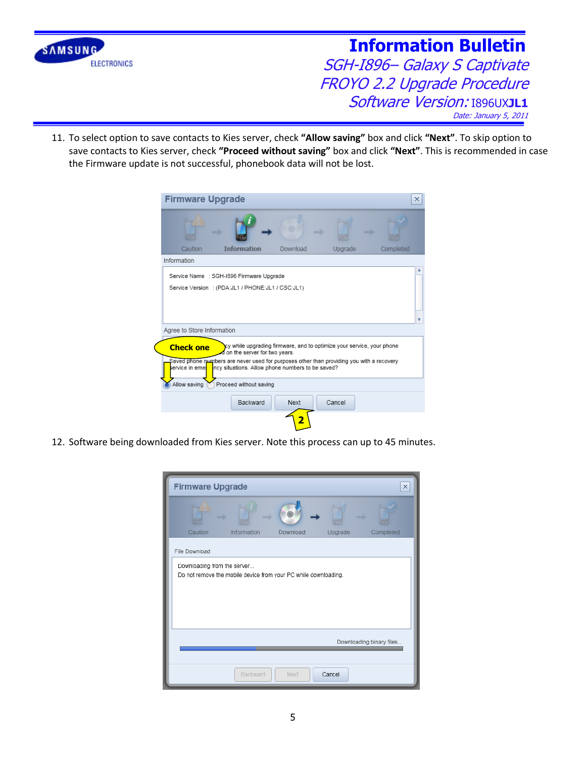11. To select option to save contacts to Kies server, check **"Allow saving"** box and click **"Next"**. To skip option to save contacts to Kies server, check **"Proceed without saving"** box and click **"Next"**. This is recommended in case the Firmware update is not successful, phonebook data will not be lost.

12. Software being downloaded from Kies server. Note this process can up to 45 minutes.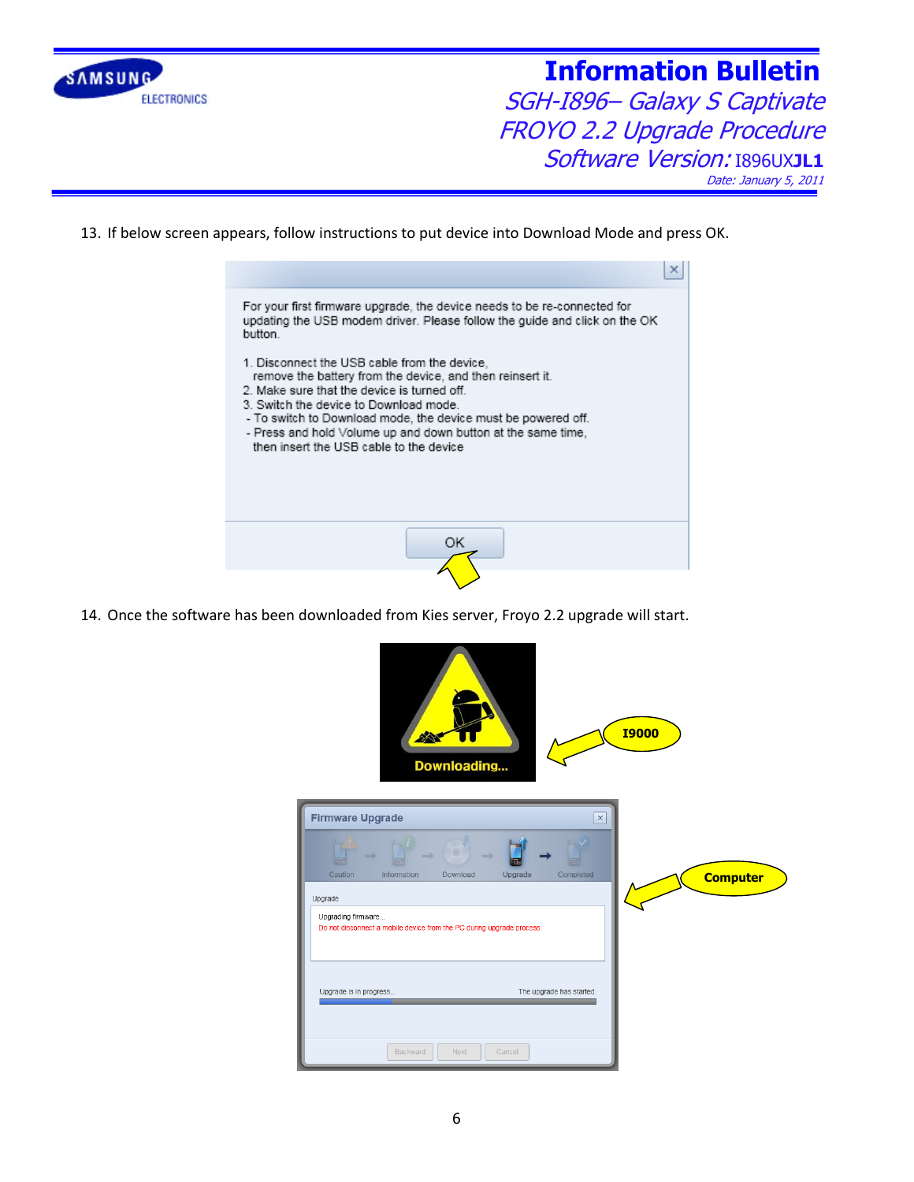13. If below screen appears, follow instructions to put device into Download Mode and press OK.

For your first firmware upgrade, the device needs to be re-connected for updating the USB modem driver. Please follow the guide and click on the OK button.

1. Disconnect the USB cable from the device, remove the battery from the device, and then reinsert it.
2. Make sure that the device is turned off.
3. Switch the device to Download mode.
 - To switch to Download mode, the device must be powered off.
 - Press and hold Volume up and down button at the same time, then insert the USB cable to the device

OK

14. Once the software has been downloaded from Kies server, Froyo 2.2 upgrade will start.

Downloading...

I9000

Firmware Upgrade

Caution | Information | Download | Upgrade | Completed

Upgrade

Upgrading firmware...
Do not disconnect a mobile device from the PC during upgrade process.

Upgrade is in progress... The upgrade has started.

Backward | Next | Cancel

Computer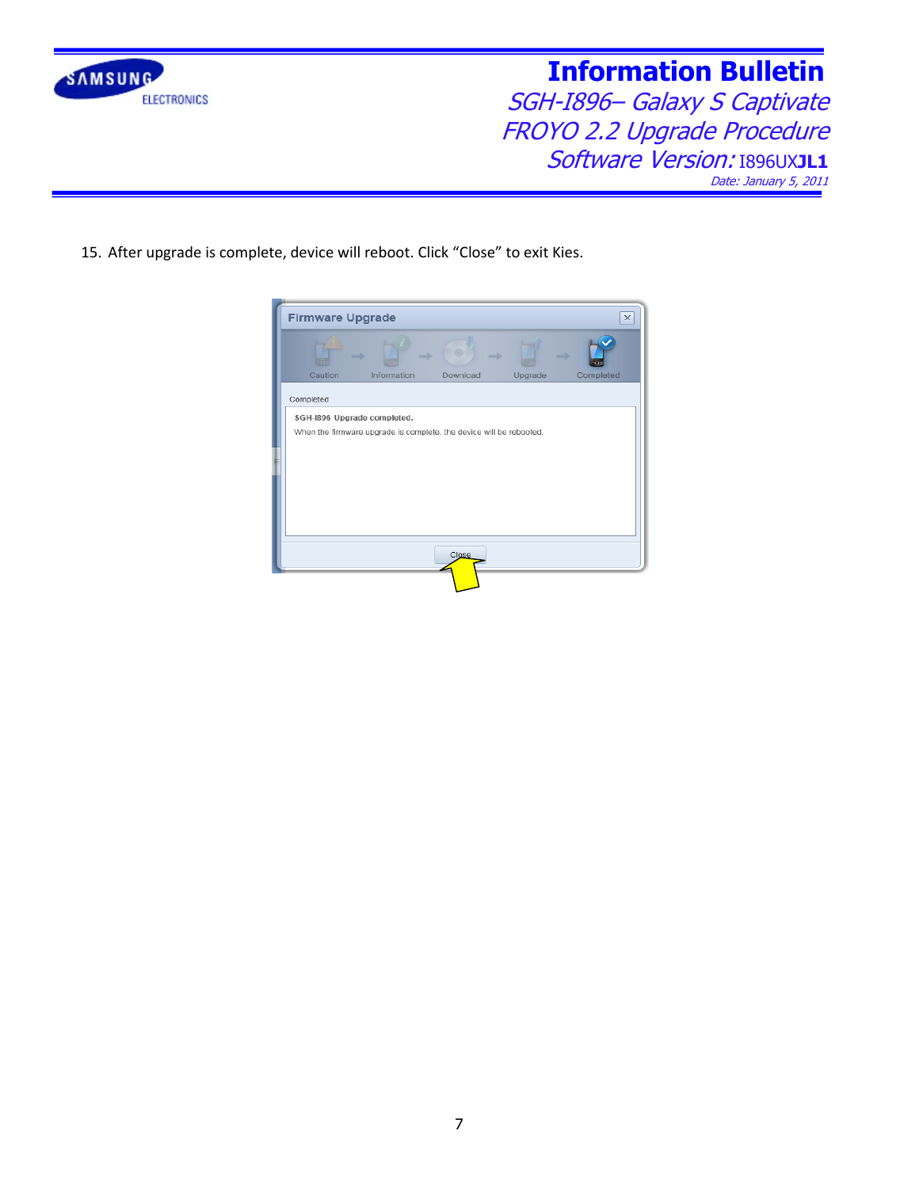15. After upgrade is complete, device will reboot. Click “Close” to exit Kies.